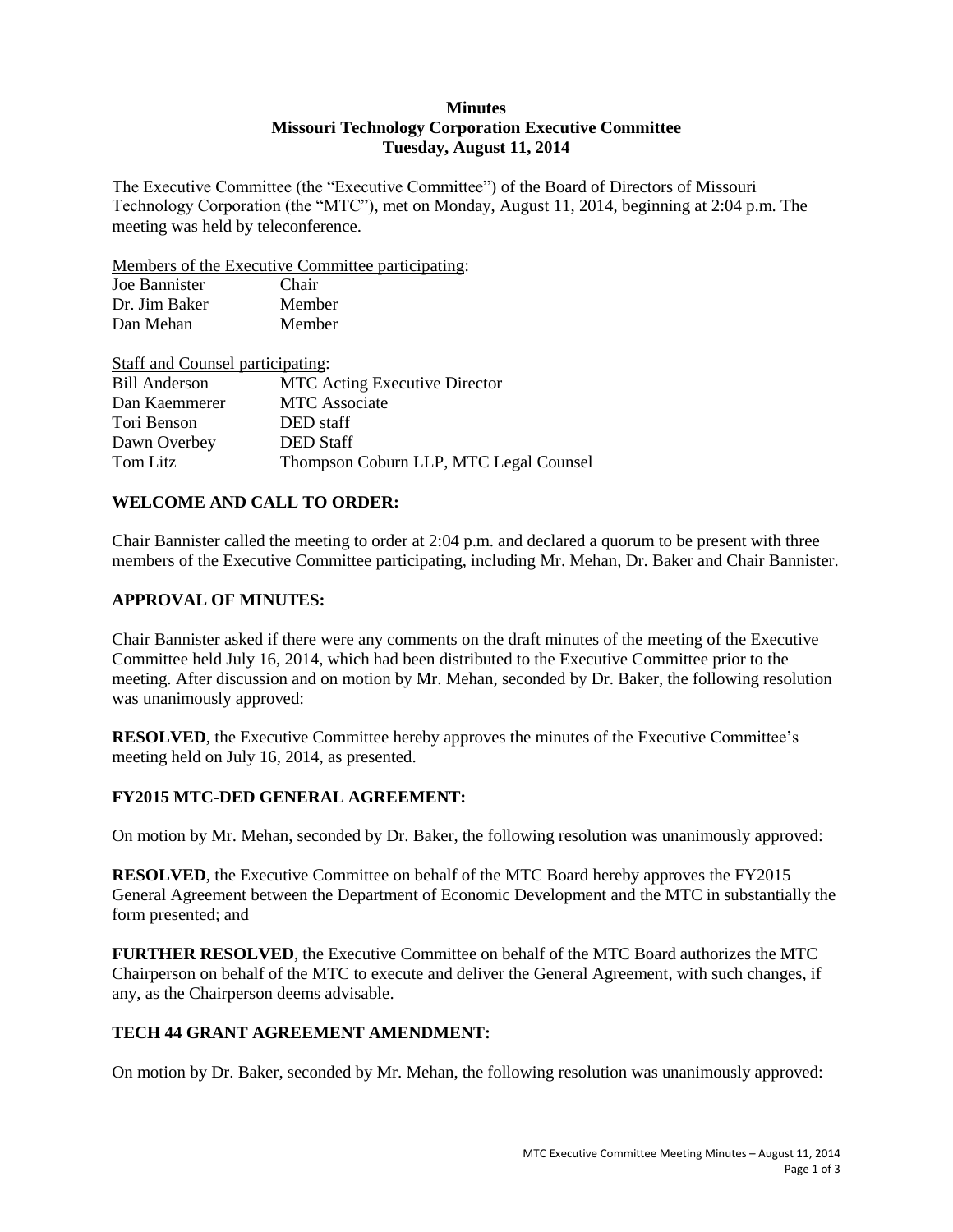**Minutes**
**Missouri Technology Corporation Executive Committee**
**Tuesday, August 11, 2014**

The Executive Committee (the "Executive Committee") of the Board of Directors of Missouri Technology Corporation (the "MTC"), met on Monday, August 11, 2014, beginning at 2:04 p.m. The meeting was held by teleconference.

Members of the Executive Committee participating:

| | |
|---|---|
| Joe Bannister | Chair |
| Dr. Jim Baker | Member |
| Dan Mehan | Member |

Staff and Counsel participating:

| | |
|---|---|
| Bill Anderson | MTC Acting Executive Director |
| Dan Kaemmerer | MTC Associate |
| Tori Benson | DED staff |
| Dawn Overbey | DED Staff |
| Tom Litz | Thompson Coburn LLP, MTC Legal Counsel |

## WELCOME AND CALL TO ORDER:

Chair Bannister called the meeting to order at 2:04 p.m. and declared a quorum to be present with three members of the Executive Committee participating, including Mr. Mehan, Dr. Baker and Chair Bannister.

## APPROVAL OF MINUTES:

Chair Bannister asked if there were any comments on the draft minutes of the meeting of the Executive Committee held July 16, 2014, which had been distributed to the Executive Committee prior to the meeting. After discussion and on motion by Mr. Mehan, seconded by Dr. Baker, the following resolution was unanimously approved:

**RESOLVED**, the Executive Committee hereby approves the minutes of the Executive Committee's meeting held on July 16, 2014, as presented.

## FY2015 MTC-DED GENERAL AGREEMENT:

On motion by Mr. Mehan, seconded by Dr. Baker, the following resolution was unanimously approved:

**RESOLVED**, the Executive Committee on behalf of the MTC Board hereby approves the FY2015 General Agreement between the Department of Economic Development and the MTC in substantially the form presented; and

**FURTHER RESOLVED**, the Executive Committee on behalf of the MTC Board authorizes the MTC Chairperson on behalf of the MTC to execute and deliver the General Agreement, with such changes, if any, as the Chairperson deems advisable.

## TECH 44 GRANT AGREEMENT AMENDMENT:

On motion by Dr. Baker, seconded by Mr. Mehan, the following resolution was unanimously approved: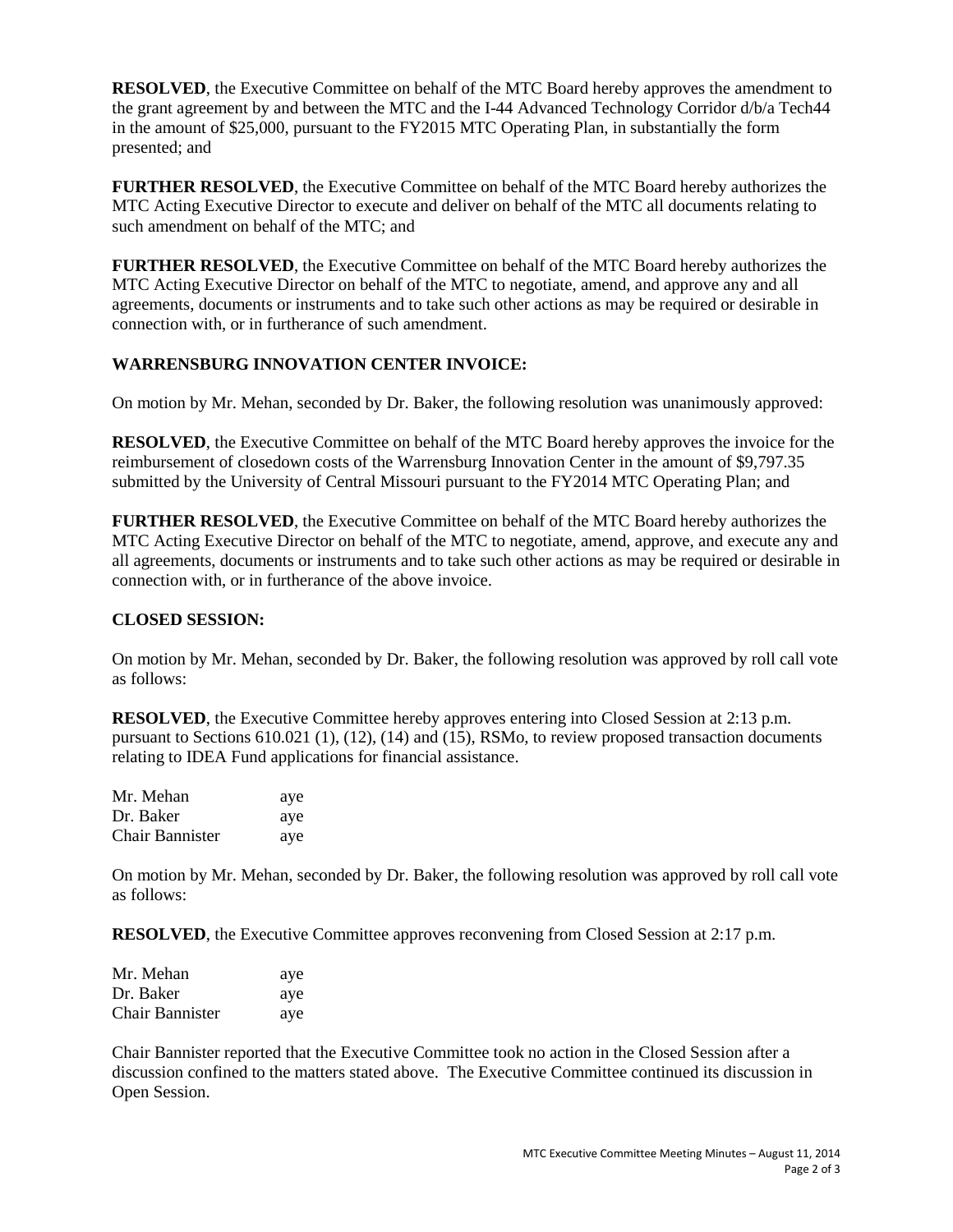**RESOLVED**, the Executive Committee on behalf of the MTC Board hereby approves the amendment to the grant agreement by and between the MTC and the I-44 Advanced Technology Corridor d/b/a Tech44 in the amount of $25,000, pursuant to the FY2015 MTC Operating Plan, in substantially the form presented; and

**FURTHER RESOLVED**, the Executive Committee on behalf of the MTC Board hereby authorizes the MTC Acting Executive Director to execute and deliver on behalf of the MTC all documents relating to such amendment on behalf of the MTC; and

**FURTHER RESOLVED**, the Executive Committee on behalf of the MTC Board hereby authorizes the MTC Acting Executive Director on behalf of the MTC to negotiate, amend, and approve any and all agreements, documents or instruments and to take such other actions as may be required or desirable in connection with, or in furtherance of such amendment.

**WARRENSBURG INNOVATION CENTER INVOICE:**

On motion by Mr. Mehan, seconded by Dr. Baker, the following resolution was unanimously approved:

**RESOLVED**, the Executive Committee on behalf of the MTC Board hereby approves the invoice for the reimbursement of closedown costs of the Warrensburg Innovation Center in the amount of $9,797.35 submitted by the University of Central Missouri pursuant to the FY2014 MTC Operating Plan; and

**FURTHER RESOLVED**, the Executive Committee on behalf of the MTC Board hereby authorizes the MTC Acting Executive Director on behalf of the MTC to negotiate, amend, approve, and execute any and all agreements, documents or instruments and to take such other actions as may be required or desirable in connection with, or in furtherance of the above invoice.

**CLOSED SESSION:**

On motion by Mr. Mehan, seconded by Dr. Baker, the following resolution was approved by roll call vote as follows:

**RESOLVED**, the Executive Committee hereby approves entering into Closed Session at 2:13 p.m. pursuant to Sections 610.021 (1), (12), (14) and (15), RSMo, to review proposed transaction documents relating to IDEA Fund applications for financial assistance.

| | |
|---|---|
| Mr. Mehan | aye |
| Dr. Baker | aye |
| Chair Bannister | aye |

On motion by Mr. Mehan, seconded by Dr. Baker, the following resolution was approved by roll call vote as follows:

**RESOLVED**, the Executive Committee approves reconvening from Closed Session at 2:17 p.m.

| | |
|---|---|
| Mr. Mehan | aye |
| Dr. Baker | aye |
| Chair Bannister | aye |

Chair Bannister reported that the Executive Committee took no action in the Closed Session after a discussion confined to the matters stated above. The Executive Committee continued its discussion in Open Session.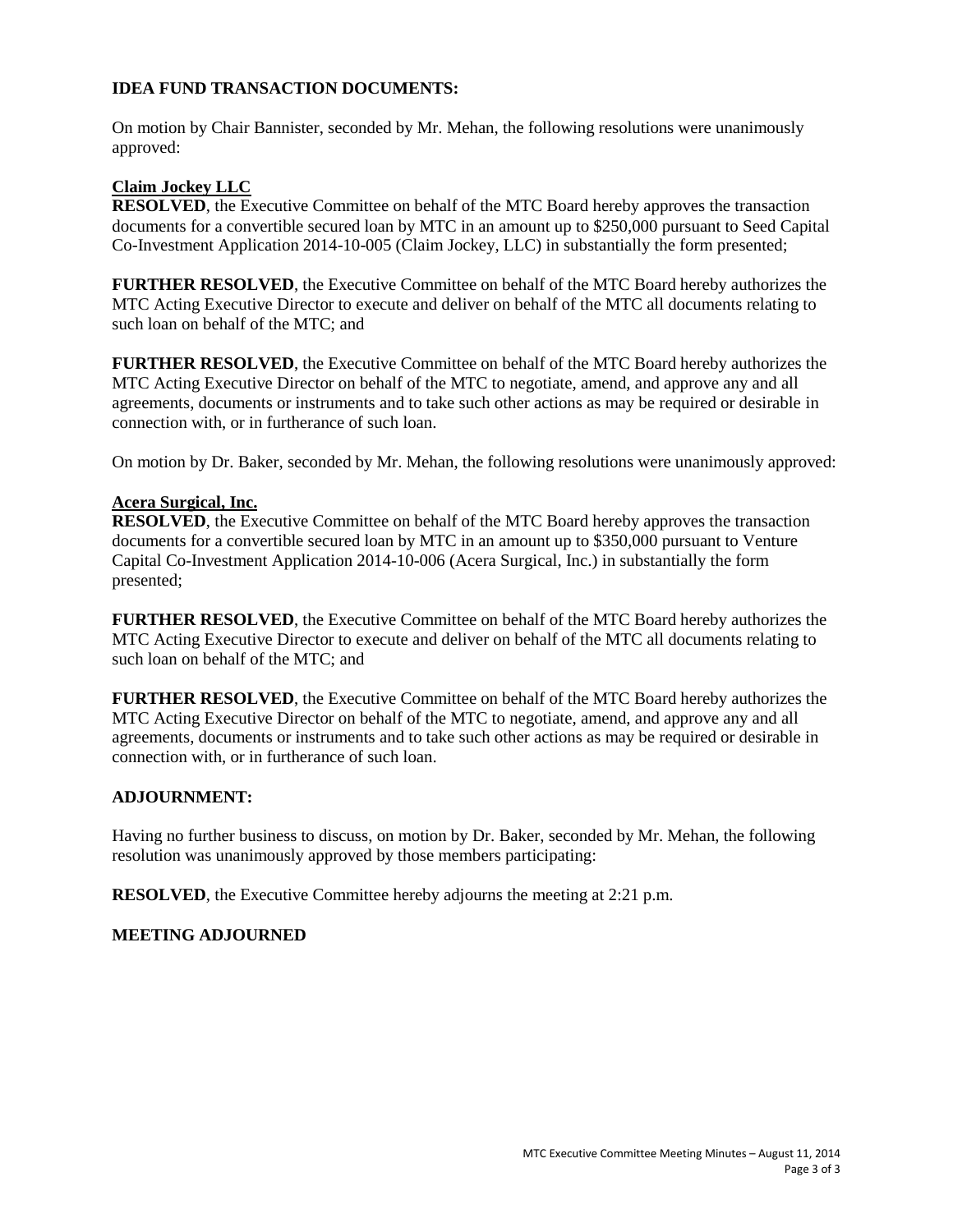**IDEA FUND TRANSACTION DOCUMENTS:**

On motion by Chair Bannister, seconded by Mr. Mehan, the following resolutions were unanimously approved:

**Claim Jockey LLC**

**RESOLVED**, the Executive Committee on behalf of the MTC Board hereby approves the transaction documents for a convertible secured loan by MTC in an amount up to $250,000 pursuant to Seed Capital Co-Investment Application 2014-10-005 (Claim Jockey, LLC) in substantially the form presented;

**FURTHER RESOLVED**, the Executive Committee on behalf of the MTC Board hereby authorizes the MTC Acting Executive Director to execute and deliver on behalf of the MTC all documents relating to such loan on behalf of the MTC; and

**FURTHER RESOLVED**, the Executive Committee on behalf of the MTC Board hereby authorizes the MTC Acting Executive Director on behalf of the MTC to negotiate, amend, and approve any and all agreements, documents or instruments and to take such other actions as may be required or desirable in connection with, or in furtherance of such loan.

On motion by Dr. Baker, seconded by Mr. Mehan, the following resolutions were unanimously approved:

**Acera Surgical, Inc.**

**RESOLVED**, the Executive Committee on behalf of the MTC Board hereby approves the transaction documents for a convertible secured loan by MTC in an amount up to $350,000 pursuant to Venture Capital Co-Investment Application 2014-10-006 (Acera Surgical, Inc.) in substantially the form presented;

**FURTHER RESOLVED**, the Executive Committee on behalf of the MTC Board hereby authorizes the MTC Acting Executive Director to execute and deliver on behalf of the MTC all documents relating to such loan on behalf of the MTC; and

**FURTHER RESOLVED**, the Executive Committee on behalf of the MTC Board hereby authorizes the MTC Acting Executive Director on behalf of the MTC to negotiate, amend, and approve any and all agreements, documents or instruments and to take such other actions as may be required or desirable in connection with, or in furtherance of such loan.

**ADJOURNMENT:**

Having no further business to discuss, on motion by Dr. Baker, seconded by Mr. Mehan, the following resolution was unanimously approved by those members participating:

**RESOLVED**, the Executive Committee hereby adjourns the meeting at 2:21 p.m.

**MEETING ADJOURNED**